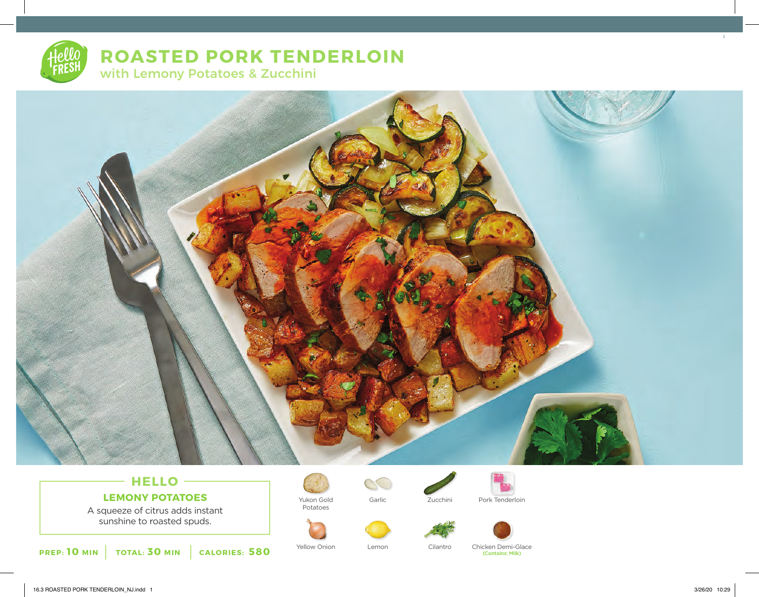# ROASTED PORK TENDERLOIN

## with Lemony Potatoes & Zucchini

### HELLO

**LEMONY POTATOES**

A squeeze of citrus adds instant sunshine to roasted spuds.

**PREP: 10 MIN** | **TOTAL: 30 MIN** | **CALORIES: 580**

- Yukon Gold Potatoes
- Garlic
- Zucchini
- Pork Tenderloin
- Yellow Onion
- Lemon
- Cilantro
- Chicken Demi-Glace (Contains: Milk)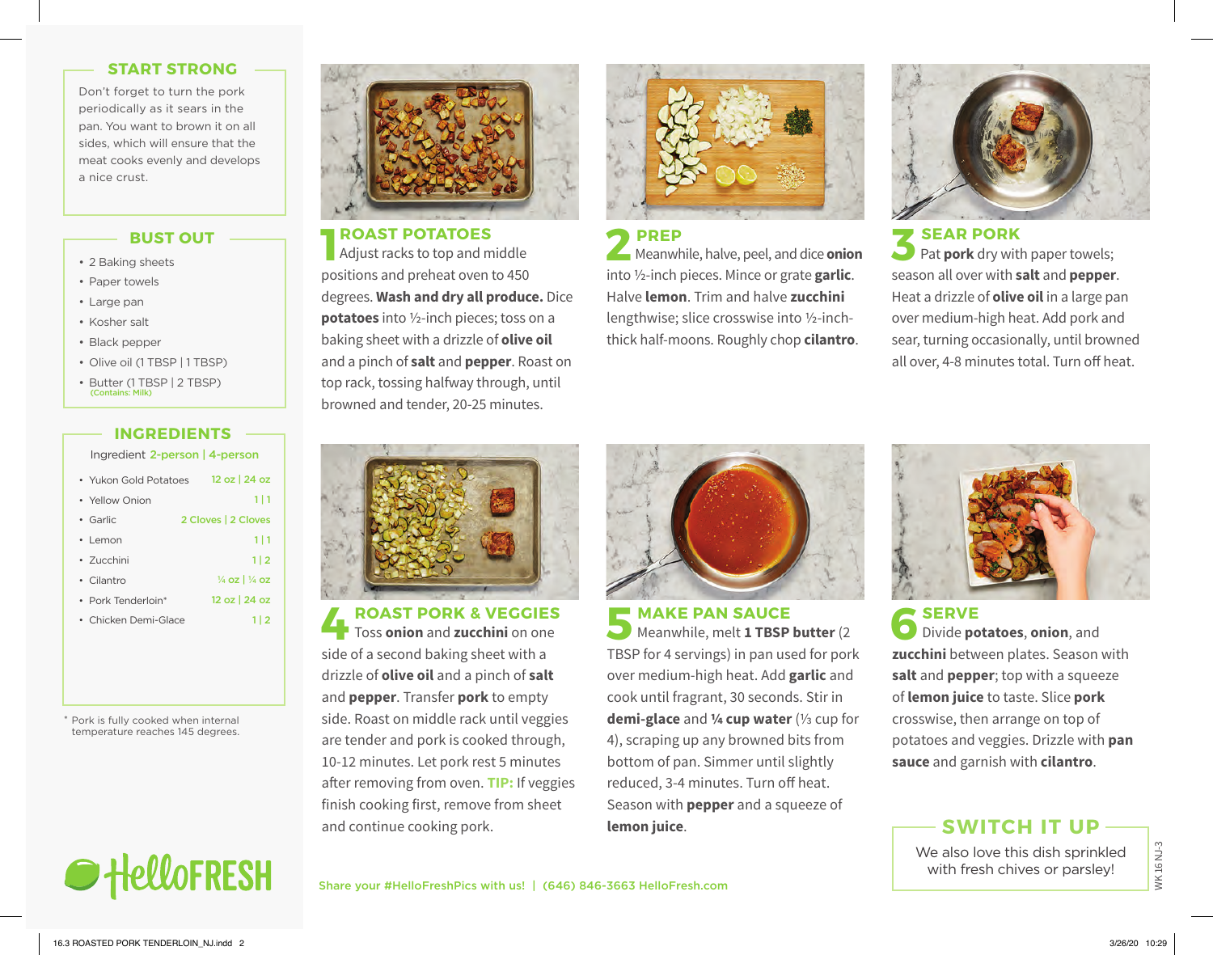## START STRONG

Don't forget to turn the pork periodically as it sears in the pan. You want to brown it on all sides, which will ensure that the meat cooks evenly and develops a nice crust.

## BUST OUT

- 2 Baking sheets
- Paper towels
- Large pan
- Kosher salt
- Black pepper
- Olive oil (1 TBSP | 1 TBSP)
- Butter (1 TBSP | 2 TBSP) (Contains: Milk)

## INGREDIENTS

| Ingredient | 2-person \| 4-person |
| --- | --- |
| Yukon Gold Potatoes | 12 oz \| 24 oz |
| Yellow Onion | 1 \| 1 |
| Garlic | 2 Cloves \| 2 Cloves |
| Lemon | 1 \| 1 |
| Zucchini | 1 \| 2 |
| Cilantro | ¼ oz \| ¼ oz |
| Pork Tenderloin* | 12 oz \| 24 oz |
| Chicken Demi-Glace | 1 \| 2 |

* Pork is fully cooked when internal temperature reaches 145 degrees.

HelloFRESH

## 1 ROAST POTATOES

Adjust racks to top and middle positions and preheat oven to 450 degrees. **Wash and dry all produce.** Dice **potatoes** into ½-inch pieces; toss on a baking sheet with a drizzle of **olive oil** and a pinch of **salt** and **pepper**. Roast on top rack, tossing halfway through, until browned and tender, 20-25 minutes.

## 2 PREP

Meanwhile, halve, peel, and dice **onion** into ½-inch pieces. Mince or grate **garlic**. Halve **lemon**. Trim and halve **zucchini** lengthwise; slice crosswise into ½-inch-thick half-moons. Roughly chop **cilantro**.

## 3 SEAR PORK

Pat **pork** dry with paper towels; season all over with **salt** and **pepper**. Heat a drizzle of **olive oil** in a large pan over medium-high heat. Add pork and sear, turning occasionally, until browned all over, 4-8 minutes total. Turn off heat.

## 4 ROAST PORK & VEGGIES

Toss **onion** and **zucchini** on one side of a second baking sheet with a drizzle of **olive oil** and a pinch of **salt** and **pepper**. Transfer **pork** to empty side. Roast on middle rack until veggies are tender and pork is cooked through, 10-12 minutes. Let pork rest 5 minutes after removing from oven. **TIP:** If veggies finish cooking first, remove from sheet and continue cooking pork.

## 5 MAKE PAN SAUCE

Meanwhile, melt **1 TBSP butter** (2 TBSP for 4 servings) in pan used for pork over medium-high heat. Add **garlic** and cook until fragrant, 30 seconds. Stir in **demi-glace** and **¼ cup water** (⅓ cup for 4), scraping up any browned bits from bottom of pan. Simmer until slightly reduced, 3-4 minutes. Turn off heat. Season with **pepper** and a squeeze of **lemon juice**.

## 6 SERVE

Divide **potatoes**, **onion**, and **zucchini** between plates. Season with **salt** and **pepper**; top with a squeeze of **lemon juice** to taste. Slice **pork** crosswise, then arrange on top of potatoes and veggies. Drizzle with **pan sauce** and garnish with **cilantro**.

## SWITCH IT UP

We also love this dish sprinkled with fresh chives or parsley!

Share your #HelloFreshPics with us! | (646) 846-3663 HelloFresh.com

WK 16 NJ-3